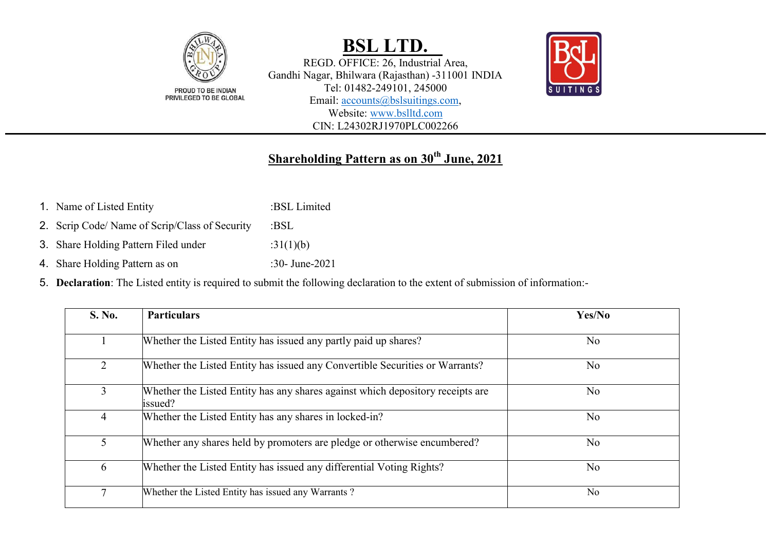PROUD TO BE INDIAN
PRIVILEGED TO BE GLOBAL

# BSL LTD.

REGD. OFFICE: 26, Industrial Area,
Gandhi Nagar, Bhilwara (Rajasthan) -311001 INDIA
Tel: 01482-249101, 245000
Email: accounts@bslsuitings.com,
Website: www.bslltd.com
CIN: L24302RJ1970PLC002266

## Shareholding Pattern as on 30th June, 2021

1. Name of Listed Entity :BSL Limited
2. Scrip Code/ Name of Scrip/Class of Security :BSL
3. Share Holding Pattern Filed under :31(1)(b)
4. Share Holding Pattern as on :30- June-2021
5. **Declaration**: The Listed entity is required to submit the following declaration to the extent of submission of information:-

| S. No. | Particulars | Yes/No |
|---|---|---|
| 1 | Whether the Listed Entity has issued any partly paid up shares? | No |
| 2 | Whether the Listed Entity has issued any Convertible Securities or Warrants? | No |
| 3 | Whether the Listed Entity has any shares against which depository receipts are issued? | No |
| 4 | Whether the Listed Entity has any shares in locked-in? | No |
| 5 | Whether any shares held by promoters are pledge or otherwise encumbered? | No |
| 6 | Whether the Listed Entity has issued any differential Voting Rights? | No |
| 7 | Whether the Listed Entity has issued any Warrants ? | No |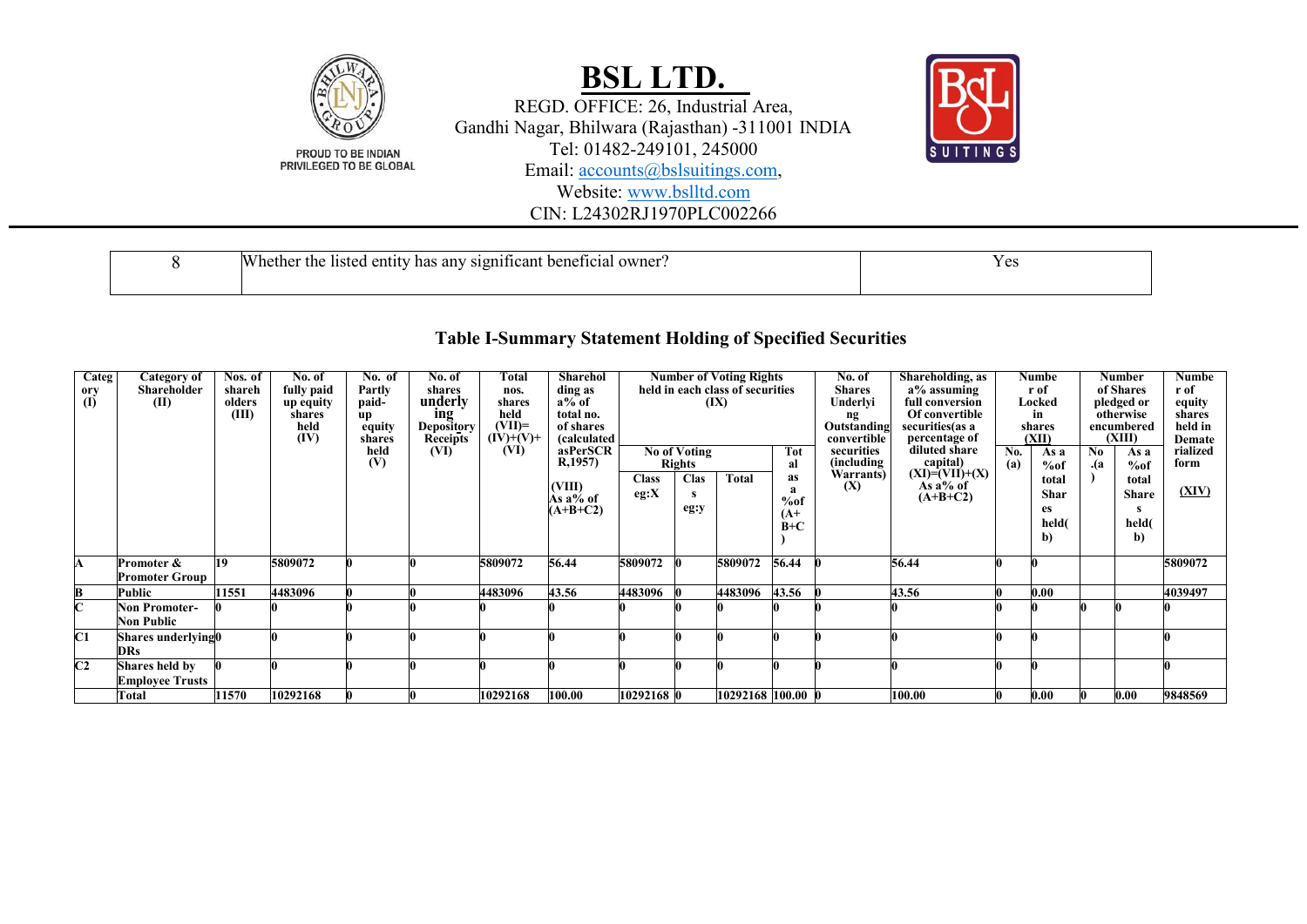| 8 | Whether the listed entity has any significant beneficial owner? | Yes |
|---|---|---|

## Table I-Summary Statement Holding of Specified Securities

| Category (I) | Category of Shareholder (II) | Nos. of shareholders (III) | No. of fully paid up equity shares held (IV) | No. of Partly paid-up equity shares held (V) | No. of shares underlying Depository Receipts (VI) | Total nos. shares held (VII)= (IV)+(V)+ (VI) | Shareholding as a% of total no. of shares (calculated asPerSCR R,1957) (VIII) As a% of (A+B+C2) | Number of Voting Rights held in each class of securities (IX) | | | | No. of Shares Underlying Outstanding convertible securities (including Warrants) (X) | Shareholding, as a% assuming full conversion Of convertible securities(as a percentage of diluted share capital) (XI)=(VII)+(X) As a% of (A+B+C2) | Number of Locked in shares (XII) | | Number of Shares pledged or otherwise encumbered (XIII) | | Number of equity shares held in Dematerialized form (XIV) |
|---|---|---|---|---|---|---|---|---|---|---|---|---|---|---|---|---|---|---|
| | | | | | | | | No of Voting Rights | | | Total as a %of (A+B+C) | | | No. (a) | As a %of total Shares held(b) | No.(a) | As a %of total Shares held(b) | |
| | | | | | | | | Class eg:X | Class eg:y | Total | | | | | | | | |
| A | Promoter & Promoter Group | 19 | 5809072 | 0 | 0 | 5809072 | 56.44 | 5809072 | 0 | 5809072 | 56.44 | 0 | 56.44 | 0 | 0 | | | 5809072 |
| B | Public | 11551 | 4483096 | 0 | 0 | 4483096 | 43.56 | 4483096 | 0 | 4483096 | 43.56 | 0 | 43.56 | 0 | 0.00 | | | 4039497 |
| C | Non Promoter-Non Public | 0 | 0 | 0 | 0 | 0 | 0 | 0 | 0 | 0 | 0 | 0 | 0 | 0 | 0 | 0 | 0 | 0 |
| C1 | Shares underlying DRs | 0 | 0 | 0 | 0 | 0 | 0 | 0 | 0 | 0 | 0 | 0 | 0 | 0 | 0 | | | 0 |
| C2 | Shares held by Employee Trusts | 0 | 0 | 0 | 0 | 0 | 0 | 0 | 0 | 0 | 0 | 0 | 0 | 0 | 0 | | | 0 |
| | Total | 11570 | 10292168 | 0 | 0 | 10292168 | 100.00 | 10292168 | 0 | 10292168 | 100.00 | 0 | 100.00 | 0 | 0.00 | 0 | 0.00 | 9848569 |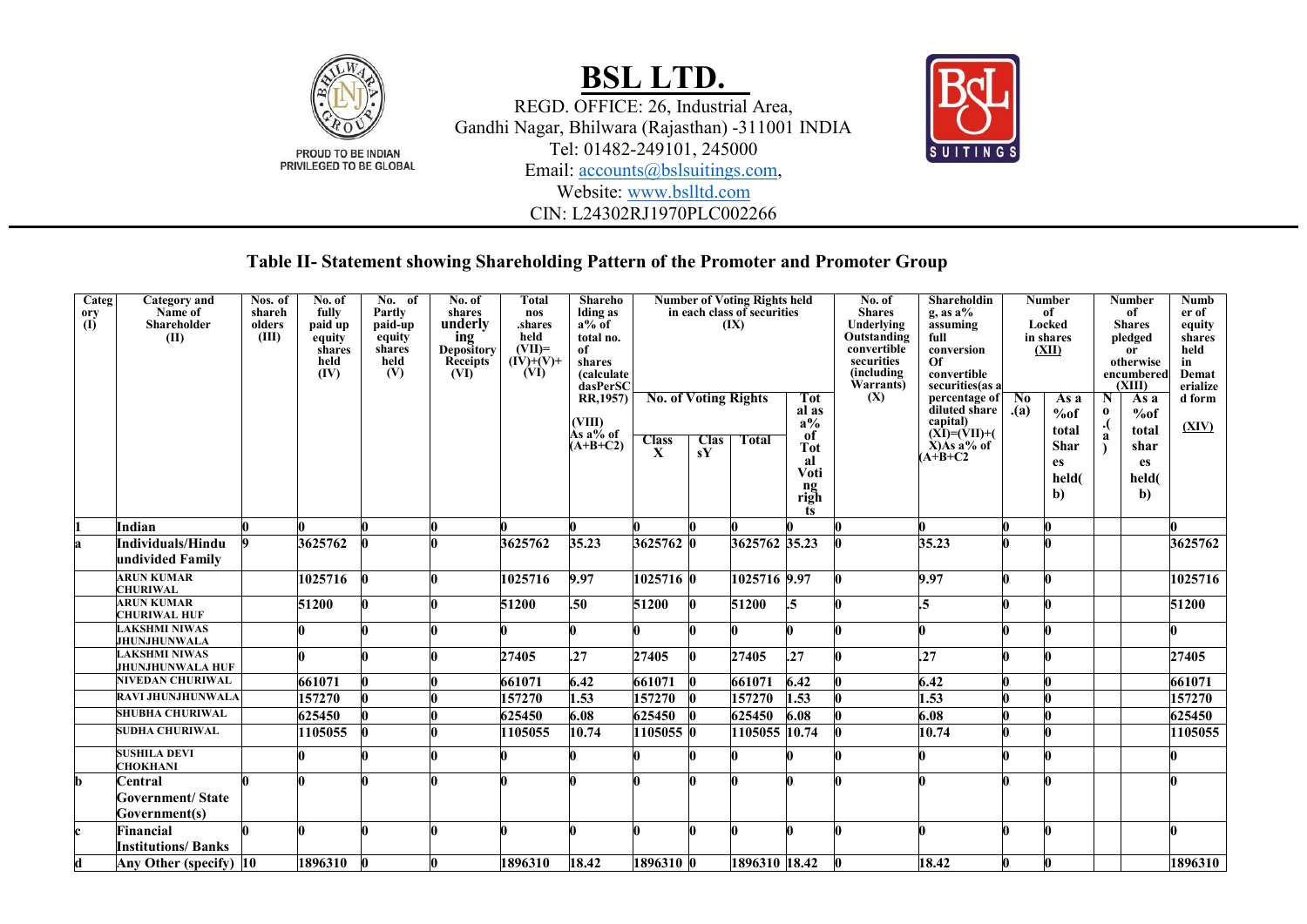# BSL LTD.

REGD. OFFICE: 26, Industrial Area,
Gandhi Nagar, Bhilwara (Rajasthan) -311001 INDIA
Tel: 01482-249101, 245000
Email: accounts@bslsuitings.com,
Website: www.bslltd.com
CIN: L24302RJ1970PLC002266

PROUD TO BE INDIAN
PRIVILEGED TO BE GLOBAL

## Table II- Statement showing Shareholding Pattern of the Promoter and Promoter Group

| Category (I) | Category and Name of Shareholder (II) | Nos. of shareholders (III) | No. of fully paid up equity shares held (IV) | No. of Partly paid-up equity shares held (V) | No. of shares underlying Depository Receipts (VI) | Total nos .shares held (VII)= (IV)+(V)+ (VI) | Shareholding as a% of total no. of shares (calculate dasPerSCRR,1957) (VIII) As a% of (A+B+C2) | Number of Voting Rights held in each class of securities (IX) | | | | No. of Shares Underlying Outstanding convertible securities (including Warrants) (X) | Shareholding, as a% assuming full conversion Of convertible securities(as a percentage of diluted share capital) (XI)=(VII)+(X)As a% of (A+B+C2 | Number of Locked in shares (XII) | | Number of Shares pledged or otherwise encumbered (XIII) | | Number of equity shares held in Demat erialized form (XIV) |
|---|---|---|---|---|---|---|---|---|---|---|---|---|---|---|---|---|---|---|
| | | | | | | | | No. of Voting Rights | | | Total as a% of Total Voting rights | | | No.(a) | As a %of total Shares held(b) | No.(a) | As a %of total shares held(b) | |
| | | | | | | | | Class X | Class Y | Total | | | | | | | | |
| 1 | Indian | 0 | 0 | 0 | 0 | 0 | 0 | 0 | 0 | 0 | 0 | 0 | 0 | 0 | 0 | | | 0 |
| a | Individuals/Hindu undivided Family | 9 | 3625762 | 0 | 0 | 3625762 | 35.23 | 3625762 | 0 | 3625762 | 35.23 | 0 | 35.23 | 0 | 0 | | | 3625762 |
| | ARUN KUMAR CHURIWAL | | 1025716 | 0 | 0 | 1025716 | 9.97 | 1025716 | 0 | 1025716 | 9.97 | 0 | 9.97 | 0 | 0 | | | 1025716 |
| | ARUN KUMAR CHURIWAL HUF | | 51200 | 0 | 0 | 51200 | .50 | 51200 | 0 | 51200 | .5 | 0 | .5 | 0 | 0 | | | 51200 |
| | LAKSHMI NIWAS JHUNJHUNWALA | | 0 | 0 | 0 | 0 | 0 | 0 | 0 | 0 | 0 | 0 | 0 | 0 | 0 | | | 0 |
| | LAKSHMI NIWAS JHUNJHUNWALA HUF | | 0 | 0 | 0 | 27405 | .27 | 27405 | 0 | 27405 | .27 | 0 | .27 | 0 | 0 | | | 27405 |
| | NIVEDAN CHURIWAL | | 661071 | 0 | 0 | 661071 | 6.42 | 661071 | 0 | 661071 | 6.42 | 0 | 6.42 | 0 | 0 | | | 661071 |
| | RAVI JHUNJHUNWALA | | 157270 | 0 | 0 | 157270 | 1.53 | 157270 | 0 | 157270 | 1.53 | 0 | 1.53 | 0 | 0 | | | 157270 |
| | SHUBHA CHURIWAL | | 625450 | 0 | 0 | 625450 | 6.08 | 625450 | 0 | 625450 | 6.08 | 0 | 6.08 | 0 | 0 | | | 625450 |
| | SUDHA CHURIWAL | | 1105055 | 0 | 0 | 1105055 | 10.74 | 1105055 | 0 | 1105055 | 10.74 | 0 | 10.74 | 0 | 0 | | | 1105055 |
| | SUSHILA DEVI CHOKHANI | | 0 | 0 | 0 | 0 | 0 | 0 | 0 | 0 | 0 | 0 | 0 | 0 | 0 | | | 0 |
| b | Central Government/ State Government(s) | 0 | 0 | 0 | 0 | 0 | 0 | 0 | 0 | 0 | 0 | 0 | 0 | 0 | 0 | | | 0 |
| c | Financial Institutions/ Banks | 0 | 0 | 0 | 0 | 0 | 0 | 0 | 0 | 0 | 0 | 0 | 0 | 0 | 0 | | | 0 |
| d | Any Other (specify) | 10 | 1896310 | 0 | 0 | 1896310 | 18.42 | 1896310 | 0 | 1896310 | 18.42 | 0 | 18.42 | 0 | 0 | | | 1896310 |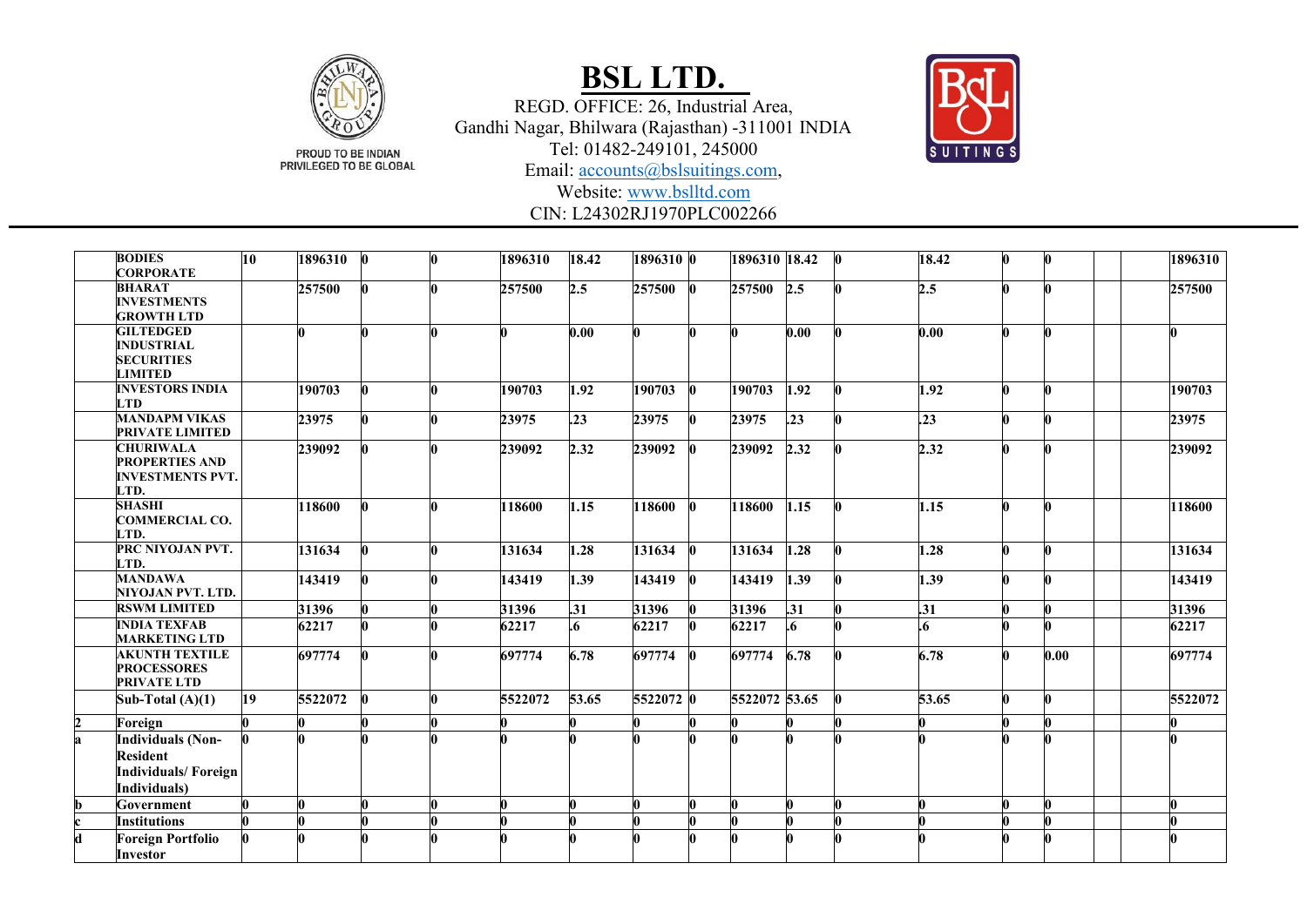| | | | | | | | | | | | | | | | | | | |
|---|---|---|---|---|---|---|---|---|---|---|---|---|---|---|---|---|---|---|
| | **BODIES CORPORATE** | **10** | **1896310** | **0** | **0** | **1896310** | **18.42** | **1896310** | **0** | **1896310** | **18.42** | **0** | **18.42** | **0** | **0** | | | **1896310** |
| | **BHARAT INVESTMENTS GROWTH LTD** | | **257500** | **0** | **0** | **257500** | **2.5** | **257500** | **0** | **257500** | **2.5** | **0** | **2.5** | **0** | **0** | | | **257500** |
| | **GILTEDGED INDUSTRIAL SECURITIES LIMITED** | | **0** | **0** | **0** | **0** | **0.00** | **0** | **0** | **0** | **0.00** | **0** | **0.00** | **0** | **0** | | | **0** |
| | **INVESTORS INDIA LTD** | | **190703** | **0** | **0** | **190703** | **1.92** | **190703** | **0** | **190703** | **1.92** | **0** | **1.92** | **0** | **0** | | | **190703** |
| | **MANDAPM VIKAS PRIVATE LIMITED** | | **23975** | **0** | **0** | **23975** | **.23** | **23975** | **0** | **23975** | **.23** | **0** | **.23** | **0** | **0** | | | **23975** |
| | **CHURIWALA PROPERTIES AND INVESTMENTS PVT. LTD.** | | **239092** | **0** | **0** | **239092** | **2.32** | **239092** | **0** | **239092** | **2.32** | **0** | **2.32** | **0** | **0** | | | **239092** |
| | **SHASHI COMMERCIAL CO. LTD.** | | **118600** | **0** | **0** | **118600** | **1.15** | **118600** | **0** | **118600** | **1.15** | **0** | **1.15** | **0** | **0** | | | **118600** |
| | **PRC NIYOJAN PVT. LTD.** | | **131634** | **0** | **0** | **131634** | **1.28** | **131634** | **0** | **131634** | **1.28** | **0** | **1.28** | **0** | **0** | | | **131634** |
| | **MANDAWA NIYOJAN PVT. LTD.** | | **143419** | **0** | **0** | **143419** | **1.39** | **143419** | **0** | **143419** | **1.39** | **0** | **1.39** | **0** | **0** | | | **143419** |
| | **RSWM LIMITED** | | **31396** | **0** | **0** | **31396** | **.31** | **31396** | **0** | **31396** | **.31** | **0** | **.31** | **0** | **0** | | | **31396** |
| | **INDIA TEXFAB MARKETING LTD** | | **62217** | **0** | **0** | **62217** | **.6** | **62217** | **0** | **62217** | **.6** | **0** | **.6** | **0** | **0** | | | **62217** |
| | **AKUNTH TEXTILE PROCESSORES PRIVATE LTD** | | **697774** | **0** | **0** | **697774** | **6.78** | **697774** | **0** | **697774** | **6.78** | **0** | **6.78** | **0** | **0.00** | | | **697774** |
| | **Sub-Total (A)(1)** | **19** | **5522072** | **0** | **0** | **5522072** | **53.65** | **5522072** | **0** | **5522072** | **53.65** | **0** | **53.65** | **0** | **0** | | | **5522072** |
| **2** | **Foreign** | **0** | **0** | **0** | **0** | **0** | **0** | **0** | **0** | **0** | **0** | **0** | **0** | **0** | **0** | | | **0** |
| **a** | **Individuals (Non-Resident Individuals/ Foreign Individuals)** | **0** | **0** | **0** | **0** | **0** | **0** | **0** | **0** | **0** | **0** | **0** | **0** | **0** | **0** | | | **0** |
| **b** | **Government** | **0** | **0** | **0** | **0** | **0** | **0** | **0** | **0** | **0** | **0** | **0** | **0** | **0** | **0** | | | **0** |
| **c** | **Institutions** | **0** | **0** | **0** | **0** | **0** | **0** | **0** | **0** | **0** | **0** | **0** | **0** | **0** | **0** | | | **0** |
| **d** | **Foreign Portfolio Investor** | **0** | **0** | **0** | **0** | **0** | **0** | **0** | **0** | **0** | **0** | **0** | **0** | **0** | **0** | | | **0** |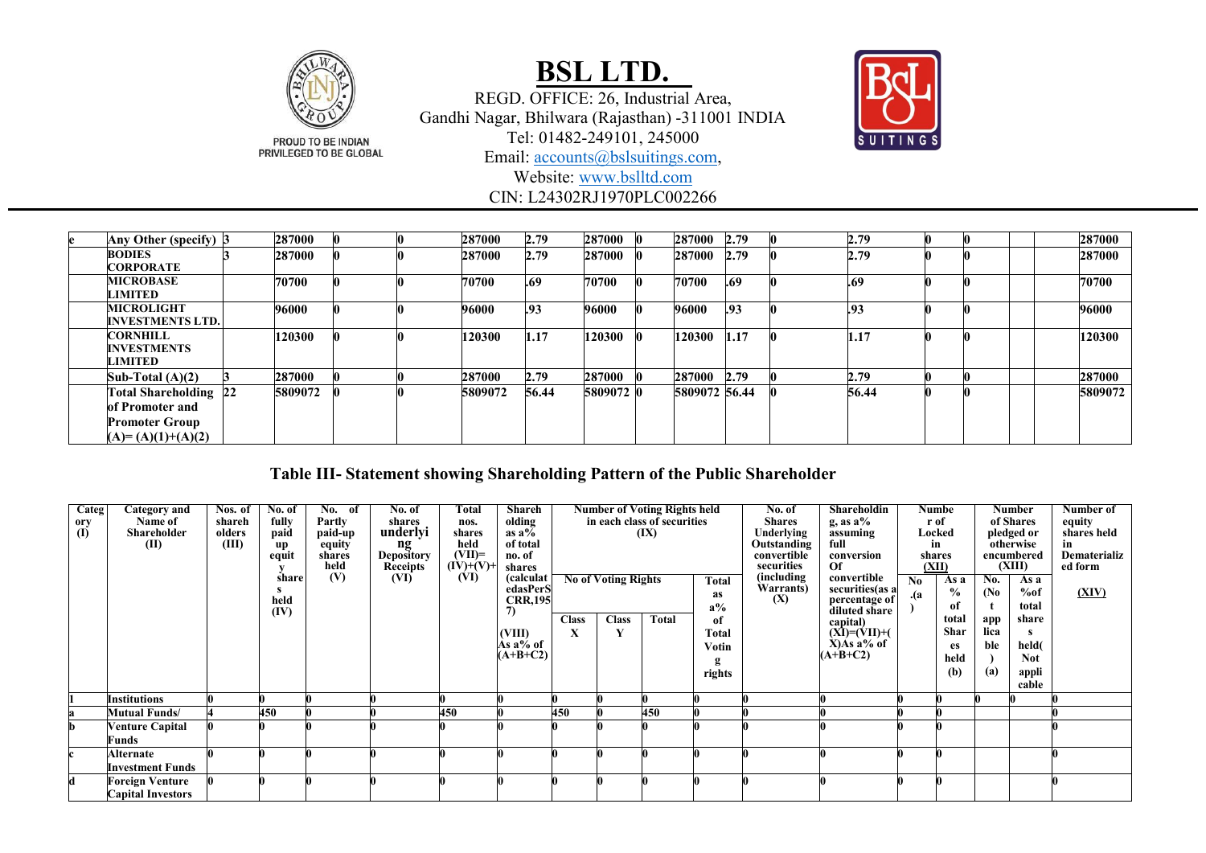| | | | | | | | | | | | | | | | | | | |
|---|---|---|---|---|---|---|---|---|---|---|---|---|---|---|---|---|---|---|
| e | Any Other (specify) | 3 | 287000 | 0 | 0 | 287000 | 2.79 | 287000 | 0 | 287000 | 2.79 | 0 | 2.79 | 0 | 0 | | | 287000 |
| | BODIES CORPORATE | 3 | 287000 | 0 | 0 | 287000 | 2.79 | 287000 | 0 | 287000 | 2.79 | 0 | 2.79 | 0 | 0 | | | 287000 |
| | MICROBASE LIMITED | | 70700 | 0 | 0 | 70700 | .69 | 70700 | 0 | 70700 | .69 | 0 | .69 | 0 | 0 | | | 70700 |
| | MICROLIGHT INVESTMENTS LTD. | | 96000 | 0 | 0 | 96000 | .93 | 96000 | 0 | 96000 | .93 | 0 | .93 | 0 | 0 | | | 96000 |
| | CORNHILL INVESTMENTS LIMITED | | 120300 | 0 | 0 | 120300 | 1.17 | 120300 | 0 | 120300 | 1.17 | 0 | 1.17 | 0 | 0 | | | 120300 |
| | Sub-Total (A)(2) | 3 | 287000 | 0 | 0 | 287000 | 2.79 | 287000 | 0 | 287000 | 2.79 | 0 | 2.79 | 0 | 0 | | | 287000 |
| | Total Shareholding of Promoter and Promoter Group (A)= (A)(1)+(A)(2) | 22 | 5809072 | 0 | 0 | 5809072 | 56.44 | 5809072 | 0 | 5809072 | 56.44 | 0 | 56.44 | 0 | 0 | | | 5809072 |

## Table III- Statement showing Shareholding Pattern of the Public Shareholder

| Category (I) | Category and Name of Shareholder (II) | Nos. of shareholders (III) | No. of fully paid up equity shares held (IV) | No. of Partly paid-up equity shares held (V) | No. of shares underlying Depository Receipts (VI) | Total nos. shares held (VII)= (IV)+(V)+ (VI) | Shareholding as a% of total no. of shares (calculated as per SCRR,1957) (VIII) As a% of (A+B+C2) | Number of Voting Rights held in each class of securities (IX) | | | | No. of Shares Underlying Outstanding convertible securities (including Warrants) (X) | Shareholding, as a% assuming full conversion of convertible securities(as a percentage of diluted share capital) (XI)=(VII)+(X)As a% of (A+B+C2) | Number of Locked in shares (XII) | | Number of Shares pledged or otherwise encumbered (XIII) | | Number of equity shares held in Dematerialized form (XIV) |
|---|---|---|---|---|---|---|---|---|---|---|---|---|---|---|---|---|---|---|
| | | | | | | | | No of Voting Rights | | | Total as a% of Total Voting rights | | | No. (a) | As a % of total Shares held (b) | No. (Not applicable) (a) | As a %of total shares held(Not applicable) | |
| | | | | | | | | Class X | Class Y | Total | | | | | | | | |
| 1 | Institutions | 0 | 0 | 0 | 0 | 0 | 0 | 0 | 0 | 0 | 0 | 0 | 0 | 0 | 0 | 0 | 0 | 0 |
| a | Mutual Funds/ | 4 | 450 | 0 | 0 | 450 | 0 | 450 | 0 | 450 | 0 | 0 | 0 | 0 | 0 | | | 0 |
| b | Venture Capital Funds | 0 | 0 | 0 | 0 | 0 | 0 | 0 | 0 | 0 | 0 | 0 | 0 | 0 | 0 | | | 0 |
| c | Alternate Investment Funds | 0 | 0 | 0 | 0 | 0 | 0 | 0 | 0 | 0 | 0 | 0 | 0 | 0 | 0 | | | 0 |
| d | Foreign Venture Capital Investors | 0 | 0 | 0 | 0 | 0 | 0 | 0 | 0 | 0 | 0 | 0 | 0 | 0 | 0 | | | 0 |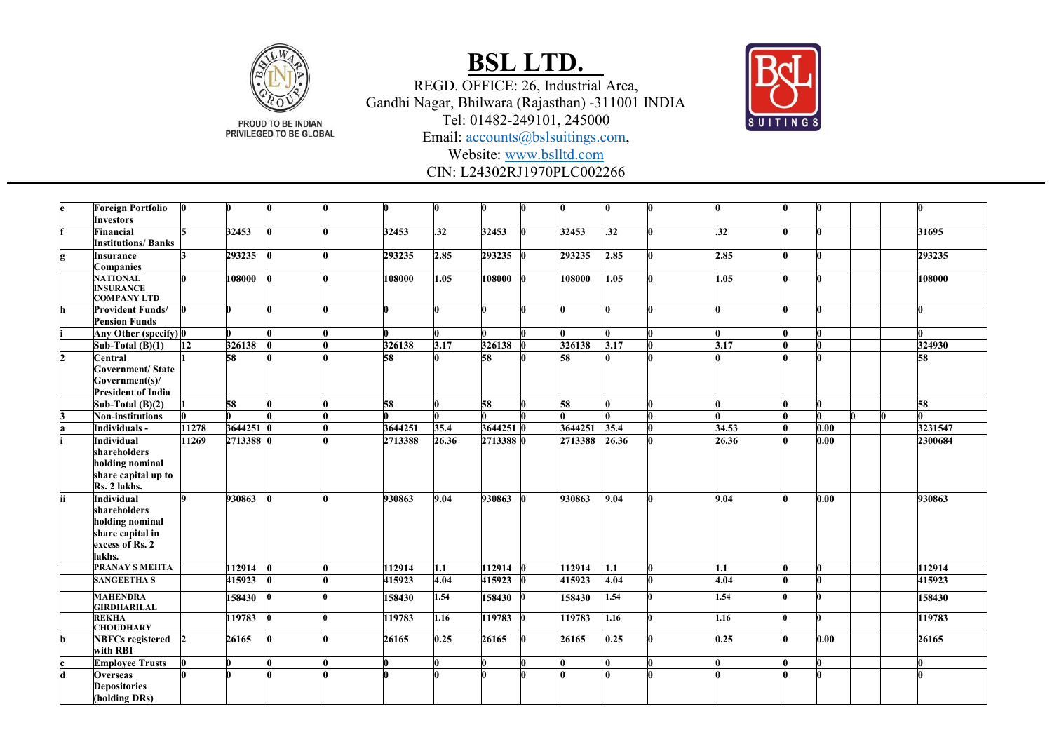| | | | | | | | | | | | | | | | | | | |
|---|---|---|---|---|---|---|---|---|---|---|---|---|---|---|---|---|---|---|
| **e** | **Foreign Portfolio Investors** | **0** | **0** | **0** | **0** | **0** | **0** | **0** | **0** | **0** | **0** | **0** | **0** | **0** | **0** | | | **0** |
| **f** | **Financial Institutions/ Banks** | **5** | **32453** | **0** | **0** | **32453** | **.32** | **32453** | **0** | **32453** | **.32** | **0** | **.32** | **0** | **0** | | | **31695** |
| **g** | **Insurance Companies** | **3** | **293235** | **0** | **0** | **293235** | **2.85** | **293235** | **0** | **293235** | **2.85** | **0** | **2.85** | **0** | **0** | | | **293235** |
| | **NATIONAL INSURANCE COMPANY LTD** | **0** | **108000** | **0** | **0** | **108000** | **1.05** | **108000** | **0** | **108000** | **1.05** | **0** | **1.05** | **0** | **0** | | | **108000** |
| **h** | **Provident Funds/ Pension Funds** | **0** | **0** | **0** | **0** | **0** | **0** | **0** | **0** | **0** | **0** | **0** | **0** | **0** | **0** | | | **0** |
| **i** | **Any Other (specify)** | **0** | **0** | **0** | **0** | **0** | **0** | **0** | **0** | **0** | **0** | **0** | **0** | **0** | **0** | | | **0** |
| | **Sub-Total (B)(1)** | **12** | **326138** | **0** | **0** | **326138** | **3.17** | **326138** | **0** | **326138** | **3.17** | **0** | **3.17** | **0** | **0** | | | **324930** |
| **2** | **Central Government/ State Government(s)/ President of India** | **1** | **58** | **0** | **0** | **58** | **0** | **58** | **0** | **58** | **0** | **0** | **0** | **0** | **0** | | | **58** |
| | **Sub-Total (B)(2)** | **1** | **58** | **0** | **0** | **58** | **0** | **58** | **0** | **58** | **0** | **0** | **0** | **0** | **0** | | | **58** |
| **3** | **Non-institutions** | **0** | **0** | **0** | **0** | **0** | **0** | **0** | **0** | **0** | **0** | **0** | **0** | **0** | **0** | **0** | **0** | **0** |
| **a** | **Individuals -** | **11278** | **3644251** | **0** | **0** | **3644251** | **35.4** | **3644251** | **0** | **3644251** | **35.4** | **0** | **34.53** | **0** | **0.00** | | | **3231547** |
| **i** | **Individual shareholders holding nominal share capital up to Rs. 2 lakhs.** | **11269** | **2713388** | **0** | **0** | **2713388** | **26.36** | **2713388** | **0** | **2713388** | **26.36** | **0** | **26.36** | **0** | **0.00** | | | **2300684** |
| **ii** | **Individual shareholders holding nominal share capital in excess of Rs. 2 lakhs.** | **9** | **930863** | **0** | **0** | **930863** | **9.04** | **930863** | **0** | **930863** | **9.04** | **0** | **9.04** | **0** | **0.00** | | | **930863** |
| | **PRANAY S MEHTA** | | **112914** | **0** | **0** | **112914** | **1.1** | **112914** | **0** | **112914** | **1.1** | **0** | **1.1** | **0** | **0** | | | **112914** |
| | **SANGEETHA S** | | **415923** | **0** | **0** | **415923** | **4.04** | **415923** | **0** | **415923** | **4.04** | **0** | **4.04** | **0** | **0** | | | **415923** |
| | **MAHENDRA GIRDHARILAL** | | **158430** | **0** | **0** | **158430** | **1.54** | **158430** | **0** | **158430** | **1.54** | **0** | **1.54** | **0** | **0** | | | **158430** |
| | **REKHA CHOUDHARY** | | **119783** | **0** | **0** | **119783** | **1.16** | **119783** | **0** | **119783** | **1.16** | **0** | **1.16** | **0** | **0** | | | **119783** |
| **b** | **NBFCs registered with RBI** | **2** | **26165** | **0** | **0** | **26165** | **0.25** | **26165** | **0** | **26165** | **0.25** | **0** | **0.25** | **0** | **0.00** | | | **26165** |
| **c** | **Employee Trusts** | **0** | **0** | **0** | **0** | **0** | **0** | **0** | **0** | **0** | **0** | **0** | **0** | **0** | **0** | | | **0** |
| **d** | **Overseas Depositories (holding DRs)** | **0** | **0** | **0** | **0** | **0** | **0** | **0** | **0** | **0** | **0** | **0** | **0** | **0** | **0** | | | **0** |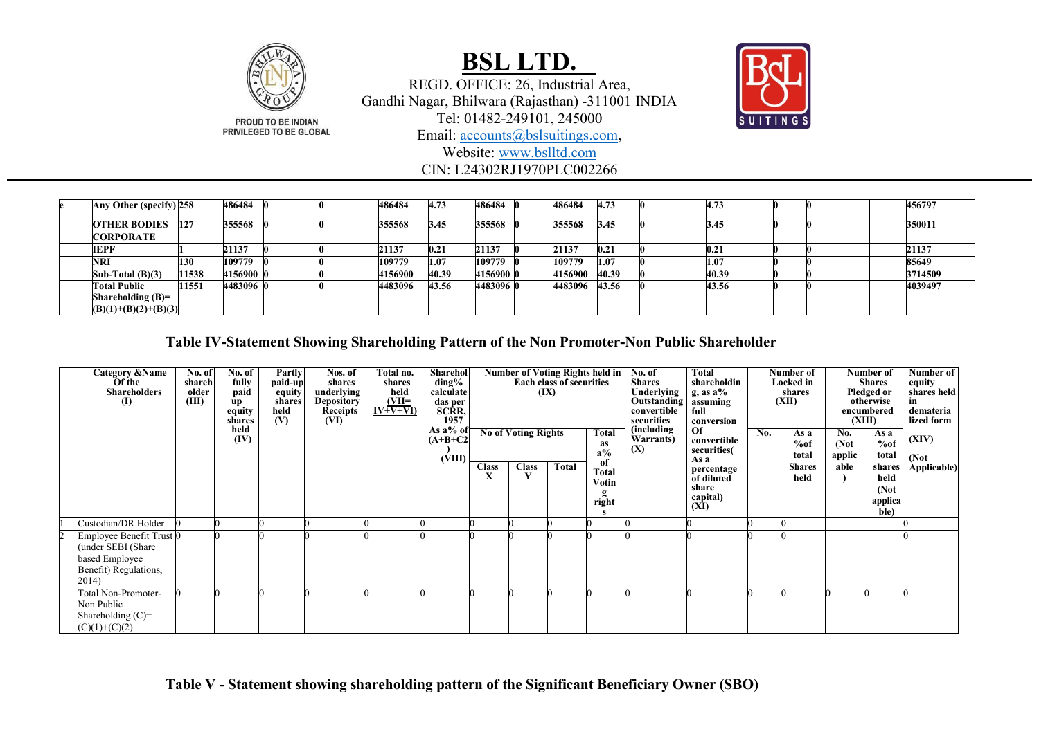| | | | | | | | | | | | | | | | | | | |
|---|---|---|---|---|---|---|---|---|---|---|---|---|---|---|---|---|---|---|
| e | **Any Other (specify)** | **258** | **486484** | **0** | **0** | **486484** | **4.73** | **486484** | **0** | **486484** | **4.73** | **0** | **4.73** | **0** | **0** | | | **456797** |
| | **OTHER BODIES CORPORATE** | **127** | **355568** | **0** | **0** | **355568** | **3.45** | **355568** | **0** | **355568** | **3.45** | **0** | **3.45** | **0** | **0** | | | **350011** |
| | **IEPF** | **1** | **21137** | **0** | **0** | **21137** | **0.21** | **21137** | **0** | **21137** | **0.21** | **0** | **0.21** | **0** | **0** | | | **21137** |
| | **NRI** | **130** | **109779** | **0** | **0** | **109779** | **1.07** | **109779** | **0** | **109779** | **1.07** | **0** | **1.07** | **0** | **0** | | | **85649** |
| | **Sub-Total (B)(3)** | **11538** | **4156900** | **0** | **0** | **4156900** | **40.39** | **4156900** | **0** | **4156900** | **40.39** | **0** | **40.39** | **0** | **0** | | | **3714509** |
| | **Total Public Shareholding (B)= (B)(1)+(B)(2)+(B)(3)** | **11551** | **4483096** | **0** | **0** | **4483096** | **43.56** | **4483096** | **0** | **4483096** | **43.56** | **0** | **43.56** | **0** | **0** | | | **4039497** |

## Table IV-Statement Showing Shareholding Pattern of the Non Promoter-Non Public Shareholder

| | Category &Name Of the Shareholders (I) | No. of shareholder (III) | No. of fully paid up equity shares held (IV) | Partly paid-up equity shares held (V) | Nos. of shares underlying Depository Receipts (VI) | Total no. shares held (VII= IV+V+VI) | Shareholding% calculate das per SCRR, 1957 As a% of (A+B+C2) (VIII) | Number of Voting Rights held in Each class of securities (IX) | | | | No. of Shares Underlying Outstanding convertible securities (including Warrants) (X) | Total shareholding, as a% assuming full conversion Of convertible securities( As a percentage of diluted share capital) (XI) | Number of Locked in shares (XII) | | Number of Shares Pledged or otherwise encumbered (XIII) | | Number of equity shares held in dematerialized form (XIV) (Not Applicable) |
|---|---|---|---|---|---|---|---|---|---|---|---|---|---|---|---|---|---|---|
| | | | | | | | | No of Voting Rights | | | Total as a% of Total Voting rights | | | No. | As a %of total Shares held | No. (Not applicable) | As a %of total shares held (Not applicable) | |
| | | | | | | | | Class X | Class Y | Total | | | | | | | | |
| 1 | Custodian/DR Holder | 0 | 0 | 0 | 0 | 0 | 0 | 0 | 0 | 0 | 0 | 0 | 0 | 0 | 0 | | | 0 |
| 2 | Employee Benefit Trust (under SEBI (Share based Employee Benefit) Regulations, 2014) | 0 | 0 | 0 | 0 | 0 | 0 | 0 | 0 | 0 | 0 | 0 | 0 | 0 | 0 | | | 0 |
| | Total Non-Promoter-Non Public Shareholding (C)= (C)(1)+(C)(2) | 0 | 0 | 0 | 0 | 0 | 0 | 0 | 0 | 0 | 0 | 0 | 0 | 0 | 0 | 0 | 0 | 0 |

## Table V - Statement showing shareholding pattern of the Significant Beneficiary Owner (SBO)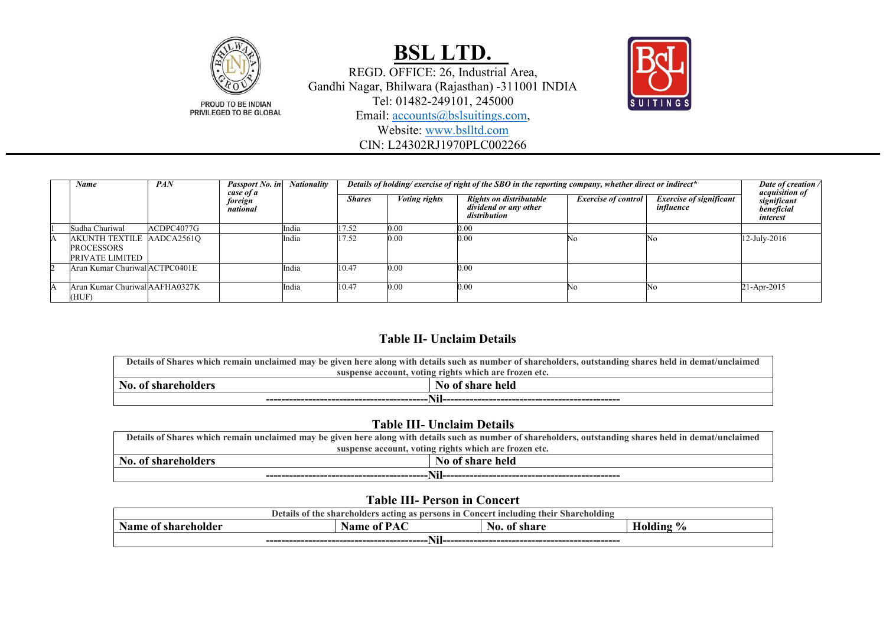# BSL LTD.

REGD. OFFICE: 26, Industrial Area,
Gandhi Nagar, Bhilwara (Rajasthan) -311001 INDIA
Tel: 01482-249101, 245000
Email: accounts@bslsuitings.com,
Website: www.bslltd.com
CIN: L24302RJ1970PLC002266

PROUD TO BE INDIAN
PRIVILEGED TO BE GLOBAL

| | *Name* | *PAN* | *Passport No. in case of a foreign national* | *Nationality* | *Details of holding/ exercise of right of the SBO in the reporting company, whether direct or indirect** | | | | | *Date of creation / acquisition of significant beneficial interest* |
|---|---|---|---|---|---|---|---|---|---|---|
| | | | | | *Shares* | *Voting rights* | *Rights on distributable dividend or any other distribution* | *Exercise of control* | *Exercise of significant influence* | |
| 1 | Sudha Churiwal | ACDPC4077G | | India | 17.52 | 0.00 | 0.00 | | | |
| A | AKUNTH TEXTILE PROCESSORS PRIVATE LIMITED | AADCA2561Q | | India | 17.52 | 0.00 | 0.00 | No | No | 12-July-2016 |
| 2 | Arun Kumar Churiwal | ACTPC0401E | | India | 10.47 | 0.00 | 0.00 | | | |
| A | Arun Kumar Churiwal (HUF) | AAFHA0327K | | India | 10.47 | 0.00 | 0.00 | No | No | 21-Apr-2015 |

## Table II- Unclaim Details

| Details of Shares which remain unclaimed may be given here along with details such as number of shareholders, outstanding shares held in demat/unclaimed suspense account, voting rights which are frozen etc. | |
|---|---|
| **No. of shareholders** | **No of share held** |
| ------------------------------------------Nil------------------------------------------ | |

## Table III- Unclaim Details

| Details of Shares which remain unclaimed may be given here along with details such as number of shareholders, outstanding shares held in demat/unclaimed suspense account, voting rights which are frozen etc. | |
|---|---|
| **No. of shareholders** | **No of share held** |
| ------------------------------------------Nil------------------------------------------ | |

## Table III- Person in Concert

| Details of the shareholders acting as persons in Concert including their Shareholding | | | |
|---|---|---|---|
| **Name of shareholder** | **Name of PAC** | **No. of share** | **Holding %** |
| ------------------------------------------Nil------------------------------------------ | | | |